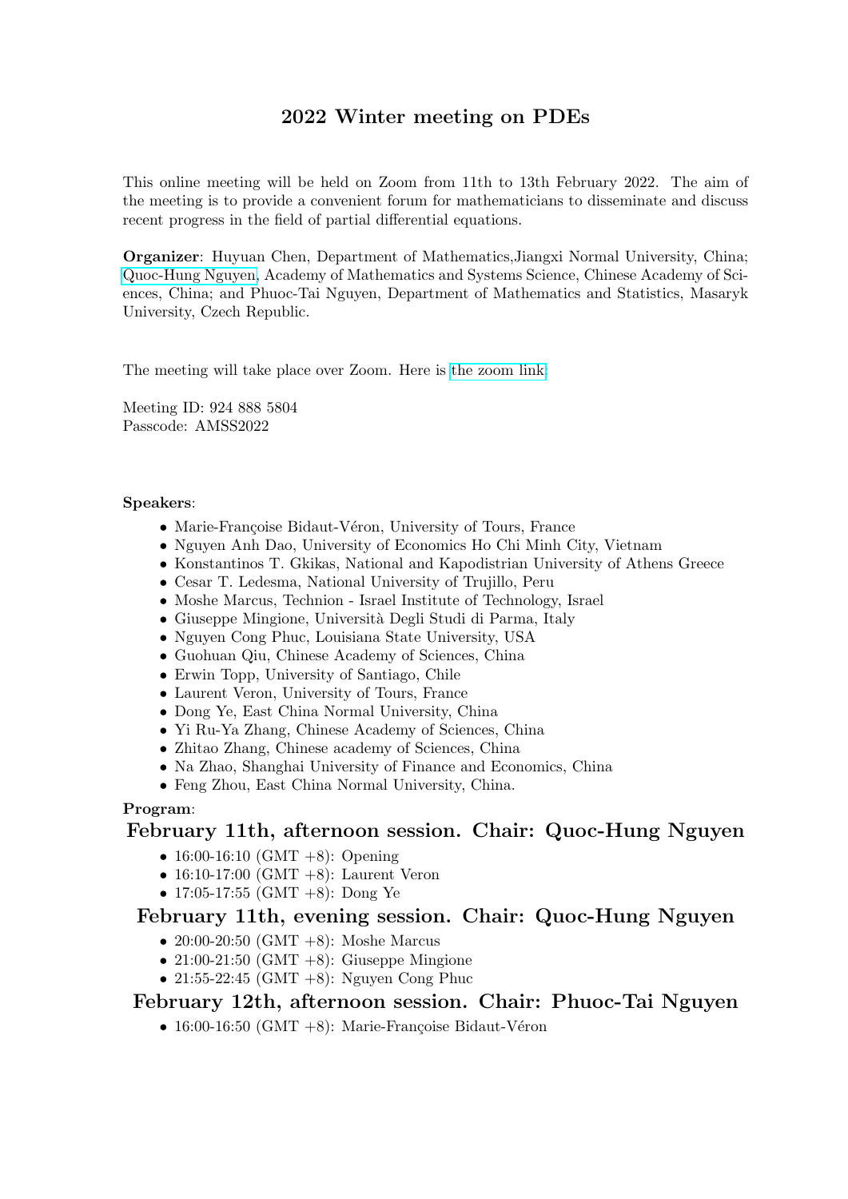# 2022 Winter meeting on PDEs

This online meeting will be held on Zoom from 11th to 13th February 2022. The aim of the meeting is to provide a convenient forum for mathematicians to disseminate and discuss recent progress in the field of partial differential equations.

**Organizer**: Huyuan Chen, Department of Mathematics,Jiangxi Normal University, China; Quoc-Hung Nguyen, Academy of Mathematics and Systems Science, Chinese Academy of Sciences, China; and Phuoc-Tai Nguyen, Department of Mathematics and Statistics, Masaryk University, Czech Republic.

The meeting will take place over Zoom. Here is the zoom link:

Meeting ID: 924 888 5804
Passcode: AMSS2022

**Speakers**:

- Marie-Françoise Bidaut-Véron, University of Tours, France
- Nguyen Anh Dao, University of Economics Ho Chi Minh City, Vietnam
- Konstantinos T. Gkikas, National and Kapodistrian University of Athens Greece
- Cesar T. Ledesma, National University of Trujillo, Peru
- Moshe Marcus, Technion - Israel Institute of Technology, Israel
- Giuseppe Mingione, Università Degli Studi di Parma, Italy
- Nguyen Cong Phuc, Louisiana State University, USA
- Guohuan Qiu, Chinese Academy of Sciences, China
- Erwin Topp, University of Santiago, Chile
- Laurent Veron, University of Tours, France
- Dong Ye, East China Normal University, China
- Yi Ru-Ya Zhang, Chinese Academy of Sciences, China
- Zhitao Zhang, Chinese academy of Sciences, China
- Na Zhao, Shanghai University of Finance and Economics, China
- Feng Zhou, East China Normal University, China.

**Program**:

## February 11th, afternoon session. Chair: Quoc-Hung Nguyen

- 16:00-16:10 (GMT +8): Opening
- 16:10-17:00 (GMT +8): Laurent Veron
- 17:05-17:55 (GMT +8): Dong Ye

## February 11th, evening session. Chair: Quoc-Hung Nguyen

- 20:00-20:50 (GMT +8): Moshe Marcus
- 21:00-21:50 (GMT +8): Giuseppe Mingione
- 21:55-22:45 (GMT +8): Nguyen Cong Phuc

## February 12th, afternoon session. Chair: Phuoc-Tai Nguyen

- 16:00-16:50 (GMT +8): Marie-Françoise Bidaut-Véron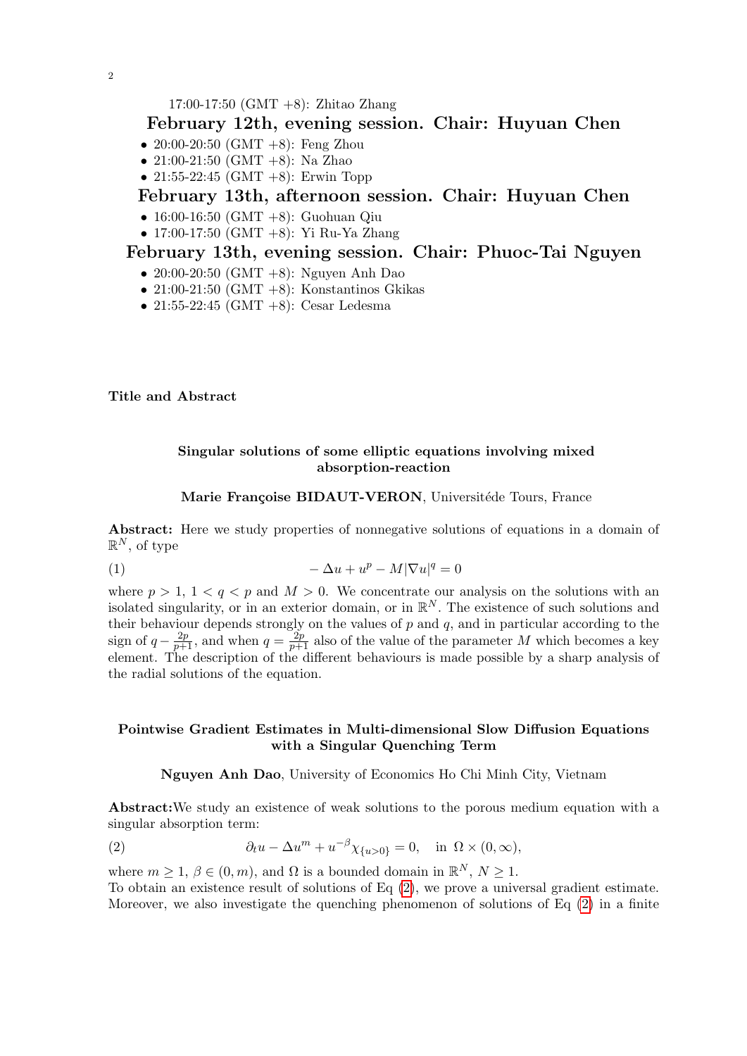17:00-17:50 (GMT +8): Zhitao Zhang

## February 12th, evening session. Chair: Huyuan Chen

- 20:00-20:50 (GMT +8): Feng Zhou
- 21:00-21:50 (GMT +8): Na Zhao
- 21:55-22:45 (GMT +8): Erwin Topp

## February 13th, afternoon session. Chair: Huyuan Chen

- 16:00-16:50 (GMT +8): Guohuan Qiu
- 17:00-17:50 (GMT +8): Yi Ru-Ya Zhang

## February 13th, evening session. Chair: Phuoc-Tai Nguyen

- 20:00-20:50 (GMT +8): Nguyen Anh Dao
- 21:00-21:50 (GMT +8): Konstantinos Gkikas
- 21:55-22:45 (GMT +8): Cesar Ledesma

**Title and Abstract**

### Singular solutions of some elliptic equations involving mixed absorption-reaction

**Marie Françoise BIDAUT-VERON**, Universitéde Tours, France

**Abstract:** Here we study properties of nonnegative solutions of equations in a domain of $\mathbb{R}^N$, of type

$$-\Delta u + u^p - M|\nabla u|^q = 0 \tag{1}$$

where $p > 1$, $1 < q < p$ and $M > 0$. We concentrate our analysis on the solutions with an isolated singularity, or in an exterior domain, or in $\mathbb{R}^N$. The existence of such solutions and their behaviour depends strongly on the values of $p$ and $q$, and in particular according to the sign of $q - \frac{2p}{p+1}$, and when $q = \frac{2p}{p+1}$ also of the value of the parameter $M$ which becomes a key element. The description of the different behaviours is made possible by a sharp analysis of the radial solutions of the equation.

### Pointwise Gradient Estimates in Multi-dimensional Slow Diffusion Equations with a Singular Quenching Term

**Nguyen Anh Dao**, University of Economics Ho Chi Minh City, Vietnam

**Abstract:** We study an existence of weak solutions to the porous medium equation with a singular absorption term:

$$\partial_t u - \Delta u^m + u^{-\beta}\chi_{\{u>0\}} = 0, \quad \text{in } \Omega \times (0,\infty), \tag{2}$$

where $m \geq 1$, $\beta \in (0, m)$, and $\Omega$ is a bounded domain in $\mathbb{R}^N$, $N \geq 1$.
To obtain an existence result of solutions of Eq (2), we prove a universal gradient estimate. Moreover, we also investigate the quenching phenomenon of solutions of Eq (2) in a finite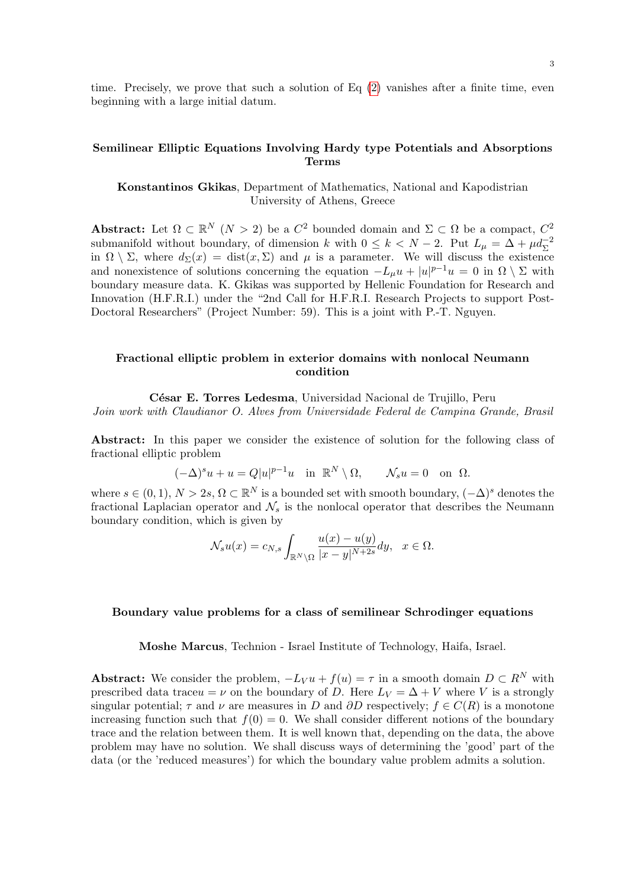time. Precisely, we prove that such a solution of Eq (2) vanishes after a finite time, even beginning with a large initial datum.

### Semilinear Elliptic Equations Involving Hardy type Potentials and Absorptions Terms

**Konstantinos Gkikas**, Department of Mathematics, National and Kapodistrian University of Athens, Greece

**Abstract:** Let $\Omega \subset \mathbb{R}^N$ $(N > 2)$ be a $C^2$ bounded domain and $\Sigma \subset \Omega$ be a compact, $C^2$ submanifold without boundary, of dimension $k$ with $0 \leq k < N-2$. Put $L_\mu = \Delta + \mu d_\Sigma^{-2}$ in $\Omega \setminus \Sigma$, where $d_\Sigma(x) = \text{dist}(x, \Sigma)$ and $\mu$ is a parameter. We will discuss the existence and nonexistence of solutions concerning the equation $-L_\mu u + |u|^{p-1}u = 0$ in $\Omega \setminus \Sigma$ with boundary measure data. K. Gkikas was supported by Hellenic Foundation for Research and Innovation (H.F.R.I.) under the "2nd Call for H.F.R.I. Research Projects to support Post-Doctoral Researchers" (Project Number: 59). This is a joint with P.-T. Nguyen.

### Fractional elliptic problem in exterior domains with nonlocal Neumann condition

**César E. Torres Ledesma**, Universidad Nacional de Trujillo, Peru
*Join work with Claudianor O. Alves from Universidade Federal de Campina Grande, Brasil*

**Abstract:** In this paper we consider the existence of solution for the following class of fractional elliptic problem

$$(-\Delta)^s u + u = Q|u|^{p-1}u \quad \text{in } \mathbb{R}^N \setminus \Omega, \qquad \mathcal{N}_s u = 0 \quad \text{on } \Omega.$$

where $s \in (0,1)$, $N > 2s$, $\Omega \subset \mathbb{R}^N$ is a bounded set with smooth boundary, $(-\Delta)^s$ denotes the fractional Laplacian operator and $\mathcal{N}_s$ is the nonlocal operator that describes the Neumann boundary condition, which is given by

$$\mathcal{N}_s u(x) = c_{N,s} \int_{\mathbb{R}^N \setminus \Omega} \frac{u(x) - u(y)}{|x-y|^{N+2s}} dy, \quad x \in \Omega.$$

### Boundary value problems for a class of semilinear Schrodinger equations

**Moshe Marcus**, Technion - Israel Institute of Technology, Haifa, Israel.

**Abstract:** We consider the problem, $-L_V u + f(u) = \tau$ in a smooth domain $D \subset R^N$ with prescribed data trace$u = \nu$ on the boundary of $D$. Here $L_V = \Delta + V$ where $V$ is a strongly singular potential; $\tau$ and $\nu$ are measures in $D$ and $\partial D$ respectively; $f \in C(R)$ is a monotone increasing function such that $f(0) = 0$. We shall consider different notions of the boundary trace and the relation between them. It is well known that, depending on the data, the above problem may have no solution. We shall discuss ways of determining the 'good' part of the data (or the 'reduced measures') for which the boundary value problem admits a solution.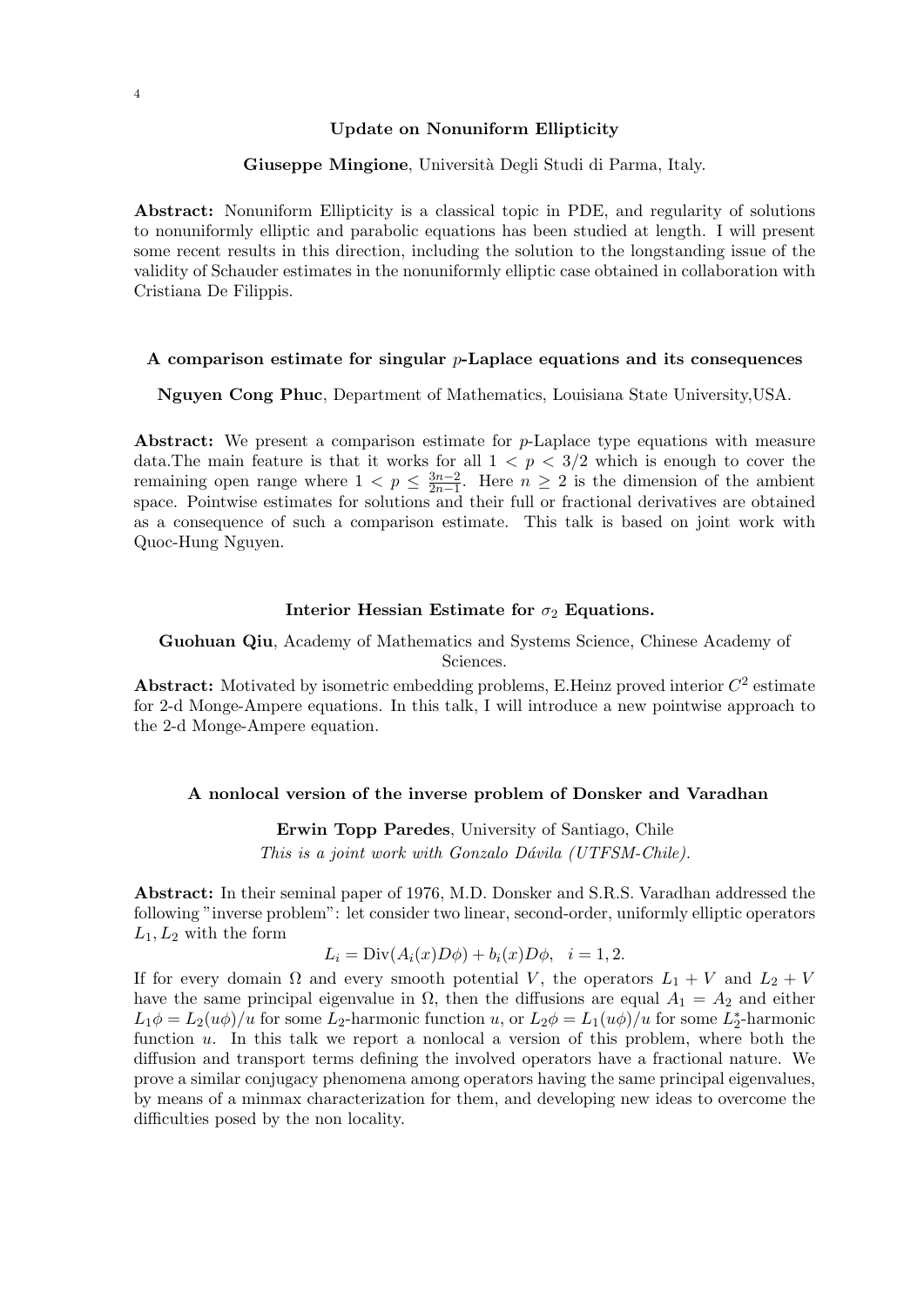### Update on Nonuniform Ellipticity

**Giuseppe Mingione**, Università Degli Studi di Parma, Italy.

**Abstract:** Nonuniform Ellipticity is a classical topic in PDE, and regularity of solutions to nonuniformly elliptic and parabolic equations has been studied at length. I will present some recent results in this direction, including the solution to the longstanding issue of the validity of Schauder estimates in the nonuniformly elliptic case obtained in collaboration with Cristiana De Filippis.

### A comparison estimate for singular $p$-Laplace equations and its consequences

**Nguyen Cong Phuc**, Department of Mathematics, Louisiana State University,USA.

**Abstract:** We present a comparison estimate for $p$-Laplace type equations with measure data.The main feature is that it works for all $1 < p < 3/2$ which is enough to cover the remaining open range where $1 < p \leq \frac{3n-2}{2n-1}$. Here $n \geq 2$ is the dimension of the ambient space. Pointwise estimates for solutions and their full or fractional derivatives are obtained as a consequence of such a comparison estimate. This talk is based on joint work with Quoc-Hung Nguyen.

### Interior Hessian Estimate for $\sigma_2$ Equations.

**Guohuan Qiu**, Academy of Mathematics and Systems Science, Chinese Academy of Sciences.

**Abstract:** Motivated by isometric embedding problems, E.Heinz proved interior $C^2$ estimate for 2-d Monge-Ampere equations. In this talk, I will introduce a new pointwise approach to the 2-d Monge-Ampere equation.

### A nonlocal version of the inverse problem of Donsker and Varadhan

**Erwin Topp Paredes**, University of Santiago, Chile

*This is a joint work with Gonzalo Dávila (UTFSM-Chile).*

**Abstract:** In their seminal paper of 1976, M.D. Donsker and S.R.S. Varadhan addressed the following "inverse problem": let consider two linear, second-order, uniformly elliptic operators $L_1, L_2$ with the form

$$L_i = \mathrm{Div}(A_i(x)D\phi) + b_i(x)D\phi, \quad i = 1, 2.$$

If for every domain $\Omega$ and every smooth potential $V$, the operators $L_1 + V$ and $L_2 + V$ have the same principal eigenvalue in $\Omega$, then the diffusions are equal $A_1 = A_2$ and either $L_1\phi = L_2(u\phi)/u$ for some $L_2$-harmonic function $u$, or $L_2\phi = L_1(u\phi)/u$ for some $L_2^*$-harmonic function $u$. In this talk we report a nonlocal a version of this problem, where both the diffusion and transport terms defining the involved operators have a fractional nature. We prove a similar conjugacy phenomena among operators having the same principal eigenvalues, by means of a minmax characterization for them, and developing new ideas to overcome the difficulties posed by the non locality.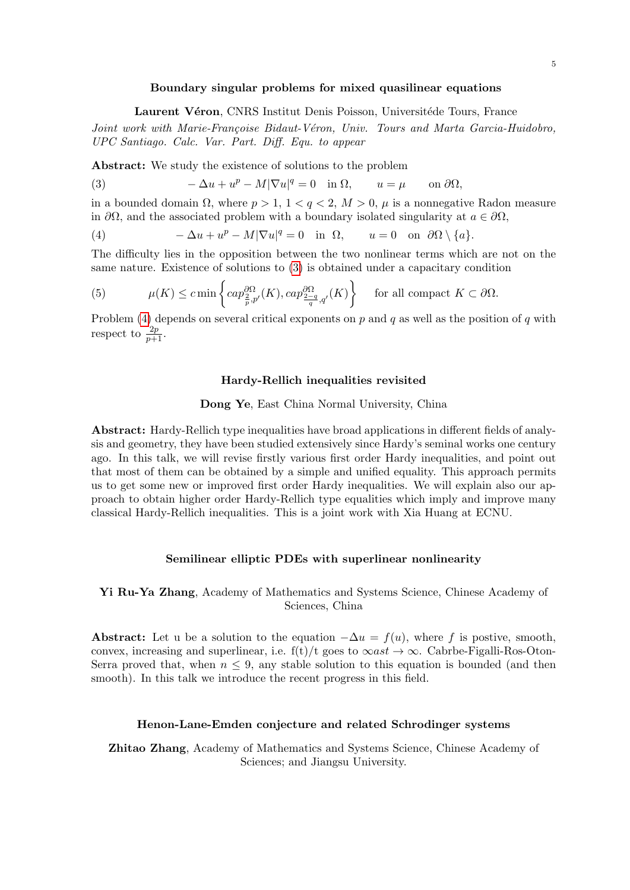### Boundary singular problems for mixed quasilinear equations

**Laurent Véron**, CNRS Institut Denis Poisson, Universitéde Tours, France

*Joint work with Marie-Françoise Bidaut-Véron, Univ. Tours and Marta Garcia-Huidobro, UPC Santiago. Calc. Var. Part. Diff. Equ. to appear*

**Abstract:** We study the existence of solutions to the problem

$$-\Delta u + u^p - M|\nabla u|^q = 0 \quad \text{in } \Omega, \qquad u = \mu \qquad \text{on } \partial\Omega, \tag{3}$$

in a bounded domain $\Omega$, where $p > 1$, $1 < q < 2$, $M > 0$, $\mu$ is a nonnegative Radon measure in $\partial\Omega$, and the associated problem with a boundary isolated singularity at $a \in \partial\Omega$,

$$-\Delta u + u^p - M|\nabla u|^q = 0 \quad \text{in } \Omega, \qquad u = 0 \quad \text{on } \partial\Omega \setminus \{a\}. \tag{4}$$

The difficulty lies in the opposition between the two nonlinear terms which are not on the same nature. Existence of solutions to (3) is obtained under a capacitary condition

$$\mu(K) \leq c \min\left\{ cap^{\partial\Omega}_{\frac{2}{p},p'}(K), cap^{\partial\Omega}_{\frac{2-q}{q},q'}(K) \right\} \qquad \text{for all compact } K \subset \partial\Omega. \tag{5}$$

Problem (4) depends on several critical exponents on $p$ and $q$ as well as the position of $q$ with respect to $\frac{2p}{p+1}$.

### Hardy-Rellich inequalities revisited

**Dong Ye**, East China Normal University, China

**Abstract:** Hardy-Rellich type inequalities have broad applications in different fields of analysis and geometry, they have been studied extensively since Hardy's seminal works one century ago. In this talk, we will revise firstly various first order Hardy inequalities, and point out that most of them can be obtained by a simple and unified equality. This approach permits us to get some new or improved first order Hardy inequalities. We will explain also our approach to obtain higher order Hardy-Rellich type equalities which imply and improve many classical Hardy-Rellich inequalities. This is a joint work with Xia Huang at ECNU.

### Semilinear elliptic PDEs with superlinear nonlinearity

**Yi Ru-Ya Zhang**, Academy of Mathematics and Systems Science, Chinese Academy of Sciences, China

**Abstract:** Let u be a solution to the equation $-\Delta u = f(u)$, where $f$ is postive, smooth, convex, increasing and superlinear, i.e. f(t)/t goes to $\infty ast \to \infty$. Cabrbe-Figalli-Ros-Oton-Serra proved that, when $n \leq 9$, any stable solution to this equation is bounded (and then smooth). In this talk we introduce the recent progress in this field.

### Henon-Lane-Emden conjecture and related Schrodinger systems

**Zhitao Zhang**, Academy of Mathematics and Systems Science, Chinese Academy of Sciences; and Jiangsu University.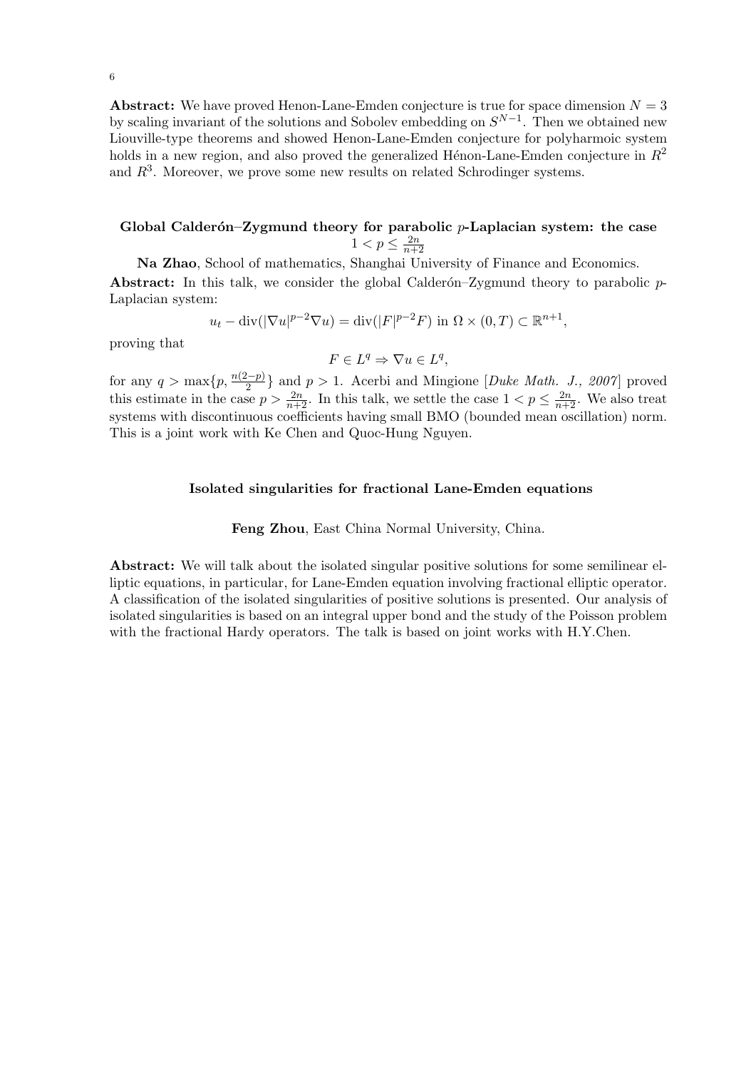**Abstract:** We have proved Henon-Lane-Emden conjecture is true for space dimension $N = 3$ by scaling invariant of the solutions and Sobolev embedding on $S^{N-1}$. Then we obtained new Liouville-type theorems and showed Henon-Lane-Emden conjecture for polyharmoic system holds in a new region, and also proved the generalized Hénon-Lane-Emden conjecture in $R^2$ and $R^3$. Moreover, we prove some new results on related Schrodinger systems.

### Global Calderón–Zygmund theory for parabolic $p$-Laplacian system: the case $1 < p \leq \frac{2n}{n+2}$

**Na Zhao**, School of mathematics, Shanghai University of Finance and Economics.

**Abstract:** In this talk, we consider the global Calderón–Zygmund theory to parabolic $p$-Laplacian system:

$$u_t - \operatorname{div}(|\nabla u|^{p-2}\nabla u) = \operatorname{div}(|F|^{p-2}F) \text{ in } \Omega \times (0,T) \subset \mathbb{R}^{n+1},$$

proving that

$$F \in L^q \Rightarrow \nabla u \in L^q,$$

for any $q > \max\{p, \frac{n(2-p)}{2}\}$ and $p > 1$. Acerbi and Mingione [*Duke Math. J., 2007*] proved this estimate in the case $p > \frac{2n}{n+2}$. In this talk, we settle the case $1 < p \leq \frac{2n}{n+2}$. We also treat systems with discontinuous coefficients having small BMO (bounded mean oscillation) norm. This is a joint work with Ke Chen and Quoc-Hung Nguyen.

### Isolated singularities for fractional Lane-Emden equations

**Feng Zhou**, East China Normal University, China.

**Abstract:** We will talk about the isolated singular positive solutions for some semilinear elliptic equations, in particular, for Lane-Emden equation involving fractional elliptic operator. A classification of the isolated singularities of positive solutions is presented. Our analysis of isolated singularities is based on an integral upper bond and the study of the Poisson problem with the fractional Hardy operators. The talk is based on joint works with H.Y.Chen.